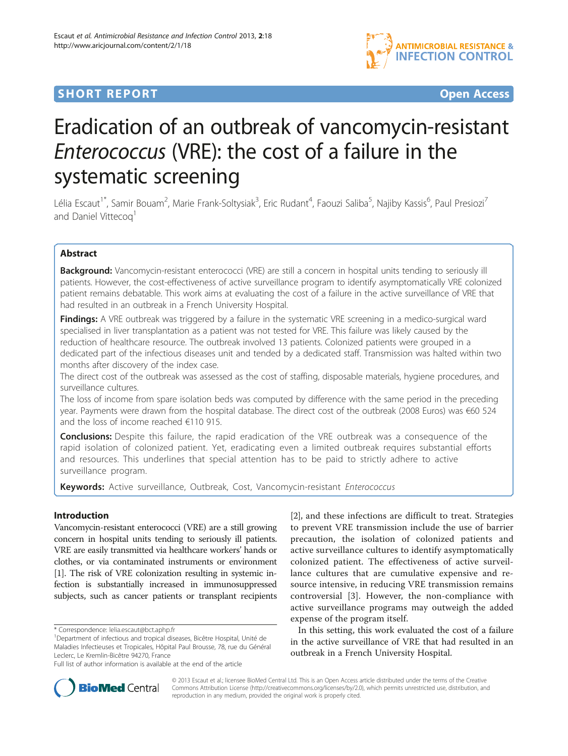**SHORT REPORT** **Open Access**

# Eradication of an outbreak of vancomycin-resistant *Enterococcus* (VRE): the cost of a failure in the systematic screening

Lélia Escaut[1*], Samir Bouam[2], Marie Frank-Soltysiak[3], Eric Rudant[4], Faouzi Saliba[5], Najiby Kassis[6], Paul Presiozi[7] and Daniel Vittecoq[1]

## Abstract

**Background:** Vancomycin-resistant enterococci (VRE) are still a concern in hospital units tending to seriously ill patients. However, the cost-effectiveness of active surveillance program to identify asymptomatically VRE colonized patient remains debatable. This work aims at evaluating the cost of a failure in the active surveillance of VRE that had resulted in an outbreak in a French University Hospital.

**Findings:** A VRE outbreak was triggered by a failure in the systematic VRE screening in a medico-surgical ward specialised in liver transplantation as a patient was not tested for VRE. This failure was likely caused by the reduction of healthcare resource. The outbreak involved 13 patients. Colonized patients were grouped in a dedicated part of the infectious diseases unit and tended by a dedicated staff. Transmission was halted within two months after discovery of the index case.

The direct cost of the outbreak was assessed as the cost of staffing, disposable materials, hygiene procedures, and surveillance cultures.

The loss of income from spare isolation beds was computed by difference with the same period in the preceding year. Payments were drawn from the hospital database. The direct cost of the outbreak (2008 Euros) was €60 524 and the loss of income reached €110 915.

**Conclusions:** Despite this failure, the rapid eradication of the VRE outbreak was a consequence of the rapid isolation of colonized patient. Yet, eradicating even a limited outbreak requires substantial efforts and resources. This underlines that special attention has to be paid to strictly adhere to active surveillance program.

**Keywords:** Active surveillance, Outbreak, Cost, Vancomycin-resistant *Enterococcus*

## Introduction

Vancomycin-resistant enterococci (VRE) are a still growing concern in hospital units tending to seriously ill patients. VRE are easily transmitted via healthcare workers' hands or clothes, or via contaminated instruments or environment [1]. The risk of VRE colonization resulting in systemic infection is substantially increased in immunosuppressed subjects, such as cancer patients or transplant recipients [2], and these infections are difficult to treat. Strategies to prevent VRE transmission include the use of barrier precaution, the isolation of colonized patients and active surveillance cultures to identify asymptomatically colonized patient. The effectiveness of active surveillance cultures that are cumulative expensive and resource intensive, in reducing VRE transmission remains controversial [3]. However, the non-compliance with active surveillance programs may outweigh the added expense of the program itself.

In this setting, this work evaluated the cost of a failure in the active surveillance of VRE that had resulted in an outbreak in a French University Hospital.

\* Correspondence: lelia.escaut@bct.aphp.fr
[1]Department of infectious and tropical diseases, Bicêtre Hospital, Unité de Maladies Infectieuses et Tropicales, Hôpital Paul Brousse, 78, rue du Général Leclerc, Le Kremlin-Bicêtre 94270, France
Full list of author information is available at the end of the article

© 2013 Escaut et al.; licensee BioMed Central Ltd. This is an Open Access article distributed under the terms of the Creative Commons Attribution License (http://creativecommons.org/licenses/by/2.0), which permits unrestricted use, distribution, and reproduction in any medium, provided the original work is properly cited.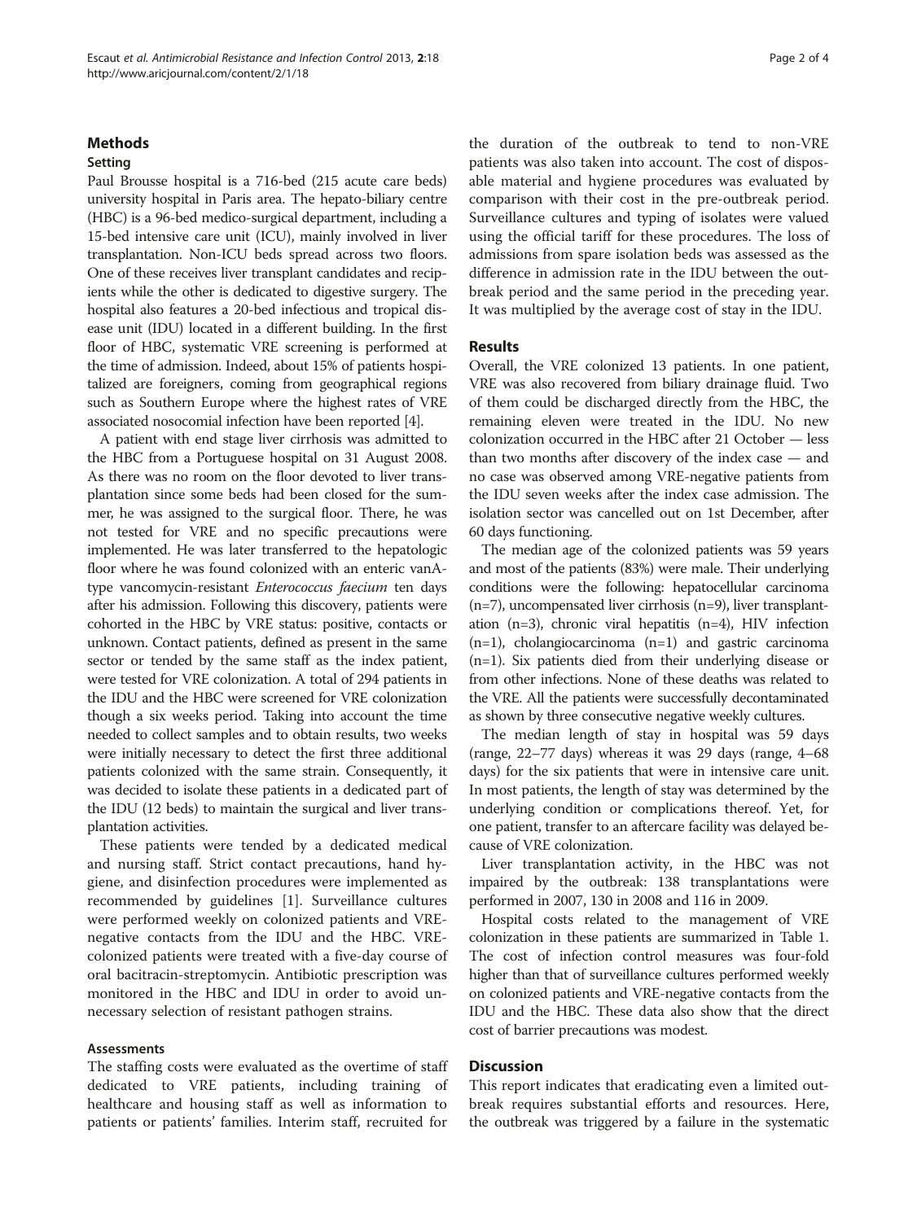## Methods

### Setting

Paul Brousse hospital is a 716-bed (215 acute care beds) university hospital in Paris area. The hepato-biliary centre (HBC) is a 96-bed medico-surgical department, including a 15-bed intensive care unit (ICU), mainly involved in liver transplantation. Non-ICU beds spread across two floors. One of these receives liver transplant candidates and recipients while the other is dedicated to digestive surgery. The hospital also features a 20-bed infectious and tropical disease unit (IDU) located in a different building. In the first floor of HBC, systematic VRE screening is performed at the time of admission. Indeed, about 15% of patients hospitalized are foreigners, coming from geographical regions such as Southern Europe where the highest rates of VRE associated nosocomial infection have been reported [4].

A patient with end stage liver cirrhosis was admitted to the HBC from a Portuguese hospital on 31 August 2008. As there was no room on the floor devoted to liver transplantation since some beds had been closed for the summer, he was assigned to the surgical floor. There, he was not tested for VRE and no specific precautions were implemented. He was later transferred to the hepatologic floor where he was found colonized with an enteric vanA-type vancomycin-resistant *Enterococcus faecium* ten days after his admission. Following this discovery, patients were cohorted in the HBC by VRE status: positive, contacts or unknown. Contact patients, defined as present in the same sector or tended by the same staff as the index patient, were tested for VRE colonization. A total of 294 patients in the IDU and the HBC were screened for VRE colonization though a six weeks period. Taking into account the time needed to collect samples and to obtain results, two weeks were initially necessary to detect the first three additional patients colonized with the same strain. Consequently, it was decided to isolate these patients in a dedicated part of the IDU (12 beds) to maintain the surgical and liver transplantation activities.

These patients were tended by a dedicated medical and nursing staff. Strict contact precautions, hand hygiene, and disinfection procedures were implemented as recommended by guidelines [1]. Surveillance cultures were performed weekly on colonized patients and VRE-negative contacts from the IDU and the HBC. VRE-colonized patients were treated with a five-day course of oral bacitracin-streptomycin. Antibiotic prescription was monitored in the HBC and IDU in order to avoid unnecessary selection of resistant pathogen strains.

### Assessments

The staffing costs were evaluated as the overtime of staff dedicated to VRE patients, including training of healthcare and housing staff as well as information to patients or patients' families. Interim staff, recruited for the duration of the outbreak to tend to non-VRE patients was also taken into account. The cost of disposable material and hygiene procedures was evaluated by comparison with their cost in the pre-outbreak period. Surveillance cultures and typing of isolates were valued using the official tariff for these procedures. The loss of admissions from spare isolation beds was assessed as the difference in admission rate in the IDU between the outbreak period and the same period in the preceding year. It was multiplied by the average cost of stay in the IDU.

## Results

Overall, the VRE colonized 13 patients. In one patient, VRE was also recovered from biliary drainage fluid. Two of them could be discharged directly from the HBC, the remaining eleven were treated in the IDU. No new colonization occurred in the HBC after 21 October — less than two months after discovery of the index case — and no case was observed among VRE-negative patients from the IDU seven weeks after the index case admission. The isolation sector was cancelled out on 1st December, after 60 days functioning.

The median age of the colonized patients was 59 years and most of the patients (83%) were male. Their underlying conditions were the following: hepatocellular carcinoma (n=7), uncompensated liver cirrhosis (n=9), liver transplantation (n=3), chronic viral hepatitis (n=4), HIV infection (n=1), cholangiocarcinoma (n=1) and gastric carcinoma (n=1). Six patients died from their underlying disease or from other infections. None of these deaths was related to the VRE. All the patients were successfully decontaminated as shown by three consecutive negative weekly cultures.

The median length of stay in hospital was 59 days (range, 22–77 days) whereas it was 29 days (range, 4–68 days) for the six patients that were in intensive care unit. In most patients, the length of stay was determined by the underlying condition or complications thereof. Yet, for one patient, transfer to an aftercare facility was delayed because of VRE colonization.

Liver transplantation activity, in the HBC was not impaired by the outbreak: 138 transplantations were performed in 2007, 130 in 2008 and 116 in 2009.

Hospital costs related to the management of VRE colonization in these patients are summarized in Table 1. The cost of infection control measures was four-fold higher than that of surveillance cultures performed weekly on colonized patients and VRE-negative contacts from the IDU and the HBC. These data also show that the direct cost of barrier precautions was modest.

## Discussion

This report indicates that eradicating even a limited outbreak requires substantial efforts and resources. Here, the outbreak was triggered by a failure in the systematic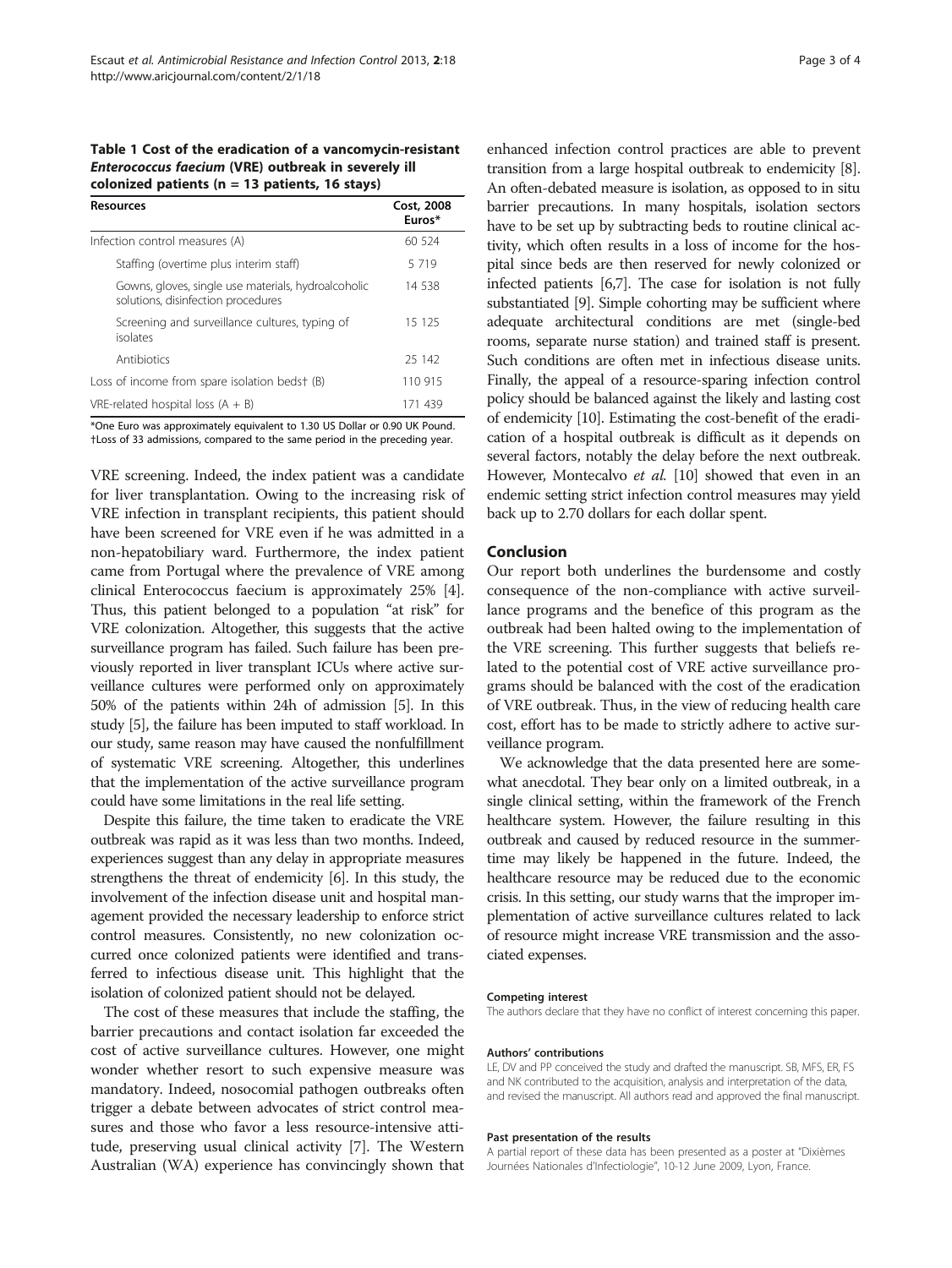**Table 1 Cost of the eradication of a vancomycin-resistant *Enterococcus faecium* (VRE) outbreak in severely ill colonized patients (n = 13 patients, 16 stays)**

| Resources | Cost, 2008 Euros* |
|---|---|
| Infection control measures (A) | 60 524 |
| Staffing (overtime plus interim staff) | 5 719 |
| Gowns, gloves, single use materials, hydroalcoholic solutions, disinfection procedures | 14 538 |
| Screening and surveillance cultures, typing of isolates | 15 125 |
| Antibiotics | 25 142 |
| Loss of income from spare isolation beds† (B) | 110 915 |
| VRE-related hospital loss (A + B) | 171 439 |

*One Euro was approximately equivalent to 1.30 US Dollar or 0.90 UK Pound.
†Loss of 33 admissions, compared to the same period in the preceding year.

VRE screening. Indeed, the index patient was a candidate for liver transplantation. Owing to the increasing risk of VRE infection in transplant recipients, this patient should have been screened for VRE even if he was admitted in a non-hepatobiliary ward. Furthermore, the index patient came from Portugal where the prevalence of VRE among clinical Enterococcus faecium is approximately 25% [4]. Thus, this patient belonged to a population "at risk" for VRE colonization. Altogether, this suggests that the active surveillance program has failed. Such failure has been previously reported in liver transplant ICUs where active surveillance cultures were performed only on approximately 50% of the patients within 24h of admission [5]. In this study [5], the failure has been imputed to staff workload. In our study, same reason may have caused the nonfulfillment of systematic VRE screening. Altogether, this underlines that the implementation of the active surveillance program could have some limitations in the real life setting.

Despite this failure, the time taken to eradicate the VRE outbreak was rapid as it was less than two months. Indeed, experiences suggest than any delay in appropriate measures strengthens the threat of endemicity [6]. In this study, the involvement of the infection disease unit and hospital management provided the necessary leadership to enforce strict control measures. Consistently, no new colonization occurred once colonized patients were identified and transferred to infectious disease unit. This highlight that the isolation of colonized patient should not be delayed.

The cost of these measures that include the staffing, the barrier precautions and contact isolation far exceeded the cost of active surveillance cultures. However, one might wonder whether resort to such expensive measure was mandatory. Indeed, nosocomial pathogen outbreaks often trigger a debate between advocates of strict control measures and those who favor a less resource-intensive attitude, preserving usual clinical activity [7]. The Western Australian (WA) experience has convincingly shown that enhanced infection control practices are able to prevent transition from a large hospital outbreak to endemicity [8]. An often-debated measure is isolation, as opposed to in situ barrier precautions. In many hospitals, isolation sectors have to be set up by subtracting beds to routine clinical activity, which often results in a loss of income for the hospital since beds are then reserved for newly colonized or infected patients [6,7]. The case for isolation is not fully substantiated [9]. Simple cohorting may be sufficient where adequate architectural conditions are met (single-bed rooms, separate nurse station) and trained staff is present. Such conditions are often met in infectious disease units. Finally, the appeal of a resource-sparing infection control policy should be balanced against the likely and lasting cost of endemicity [10]. Estimating the cost-benefit of the eradication of a hospital outbreak is difficult as it depends on several factors, notably the delay before the next outbreak. However, Montecalvo *et al.* [10] showed that even in an endemic setting strict infection control measures may yield back up to 2.70 dollars for each dollar spent.

## Conclusion

Our report both underlines the burdensome and costly consequence of the non-compliance with active surveillance programs and the benefice of this program as the outbreak had been halted owing to the implementation of the VRE screening. This further suggests that beliefs related to the potential cost of VRE active surveillance programs should be balanced with the cost of the eradication of VRE outbreak. Thus, in the view of reducing health care cost, effort has to be made to strictly adhere to active surveillance program.

We acknowledge that the data presented here are somewhat anecdotal. They bear only on a limited outbreak, in a single clinical setting, within the framework of the French healthcare system. However, the failure resulting in this outbreak and caused by reduced resource in the summertime may likely be happened in the future. Indeed, the healthcare resource may be reduced due to the economic crisis. In this setting, our study warns that the improper implementation of active surveillance cultures related to lack of resource might increase VRE transmission and the associated expenses.

#### Competing interest

The authors declare that they have no conflict of interest concerning this paper.

#### Authors' contributions

LE, DV and PP conceived the study and drafted the manuscript. SB, MFS, ER, FS and NK contributed to the acquisition, analysis and interpretation of the data, and revised the manuscript. All authors read and approved the final manuscript.

#### Past presentation of the results

A partial report of these data has been presented as a poster at "Dixièmes Journées Nationales d'Infectiologie", 10-12 June 2009, Lyon, France.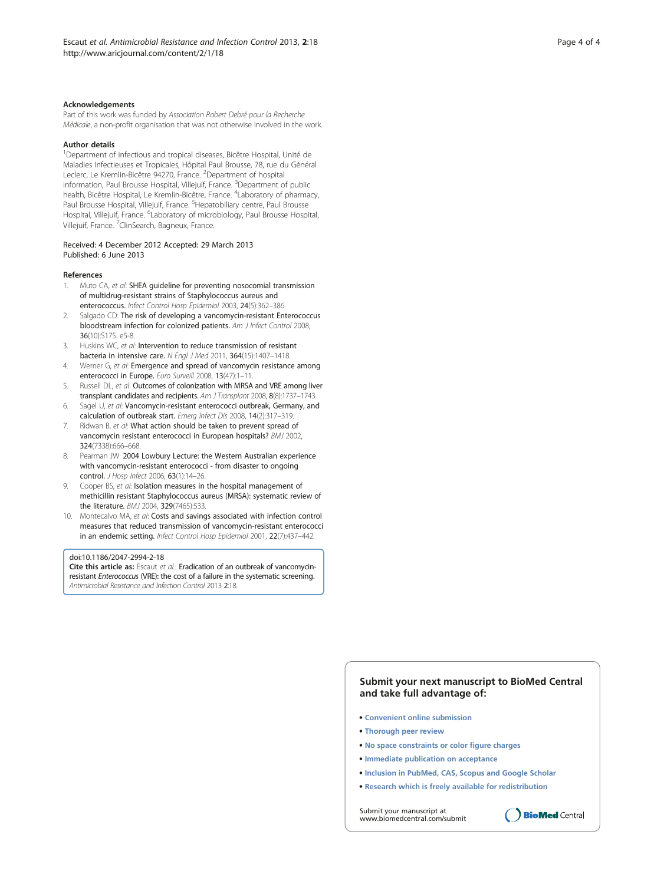### Acknowledgements

Part of this work was funded by *Association Robert Debré pour la Recherche Médicale*, a non-profit organisation that was not otherwise involved in the work.

### Author details

[1]Department of infectious and tropical diseases, Bicêtre Hospital, Unité de Maladies Infectieuses et Tropicales, Hôpital Paul Brousse, 78, rue du Général Leclerc, Le Kremlin-Bicêtre 94270, France. [2]Department of hospital information, Paul Brousse Hospital, Villejuif, France. [3]Department of public health, Bicêtre Hospital, Le Kremlin-Bicêtre, France. [4]Laboratory of pharmacy, Paul Brousse Hospital, Villejuif, France. [5]Hepatobiliary centre, Paul Brousse Hospital, Villejuif, France. [6]Laboratory of microbiology, Paul Brousse Hospital, Villejuif, France. [7]ClinSearch, Bagneux, France.

Received: 4 December 2012 Accepted: 29 March 2013
Published: 6 June 2013

### References

1. Muto CA, *et al*: **SHEA guideline for preventing nosocomial transmission of multidrug-resistant strains of Staphylococcus aureus and enterococcus.** *Infect Control Hosp Epidemiol* 2003, **24**(5):362–386.
2. Salgado CD: **The risk of developing a vancomycin-resistant Enterococcus bloodstream infection for colonized patients.** *Am J Infect Control* 2008, **36**(10):S175. e5-8.
3. Huskins WC, *et al*: **Intervention to reduce transmission of resistant bacteria in intensive care.** *N Engl J Med* 2011, **364**(15):1407–1418.
4. Werner G, *et al*: **Emergence and spread of vancomycin resistance among enterococci in Europe.** *Euro Surveill* 2008, **13**(47):1–11.
5. Russell DL, *et al*: **Outcomes of colonization with MRSA and VRE among liver transplant candidates and recipients.** *Am J Transplant* 2008, **8**(8):1737–1743.
6. Sagel U, *et al*: **Vancomycin-resistant enterococci outbreak, Germany, and calculation of outbreak start.** *Emerg Infect Dis* 2008, **14**(2):317–319.
7. Ridwan B, *et al*: **What action should be taken to prevent spread of vancomycin resistant enterococci in European hospitals?** *BMJ* 2002, **324**(7338):666–668.
8. Pearman JW: **2004 Lowbury Lecture: the Western Australian experience with vancomycin-resistant enterococci - from disaster to ongoing control.** *J Hosp Infect* 2006, **63**(1):14–26.
9. Cooper BS, *et al*: **Isolation measures in the hospital management of methicillin resistant Staphylococcus aureus (MRSA): systematic review of the literature.** *BMJ* 2004, **329**(7465):533.
10. Montecalvo MA, *et al*: **Costs and savings associated with infection control measures that reduced transmission of vancomycin-resistant enterococci in an endemic setting.** *Infect Control Hosp Epidemiol* 2001, **22**(7):437–442.

doi:10.1186/2047-2994-2-18

**Cite this article as:** Escaut *et al.*: Eradication of an outbreak of vancomycin-resistant *Enterococcus* (VRE): the cost of a failure in the systematic screening. *Antimicrobial Resistance and Infection Control* 2013 **2**:18.

**Submit your next manuscript to BioMed Central and take full advantage of:**

- **Convenient online submission**
- **Thorough peer review**
- **No space constraints or color figure charges**
- **Immediate publication on acceptance**
- **Inclusion in PubMed, CAS, Scopus and Google Scholar**
- **Research which is freely available for redistribution**

Submit your manuscript at
www.biomedcentral.com/submit

BioMed Central